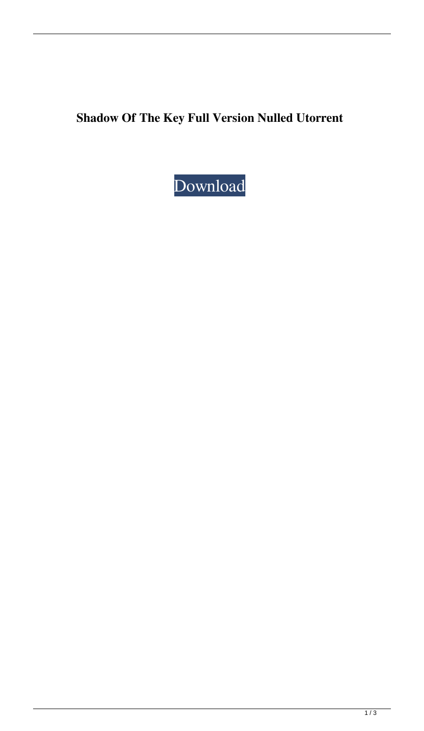**Shadow Of The Key Full Version Nulled Utorrent**

Download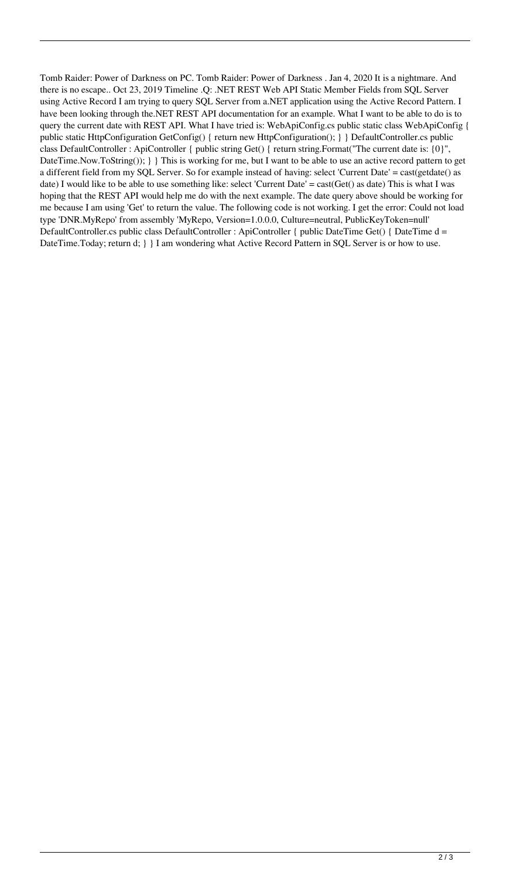Tomb Raider: Power of Darkness on PC. Tomb Raider: Power of Darkness . Jan 4, 2020 It is a nightmare. And there is no escape.. Oct 23, 2019 Timeline .Q: .NET REST Web API Static Member Fields from SQL Server using Active Record I am trying to query SQL Server from a.NET application using the Active Record Pattern. I have been looking through the.NET REST API documentation for an example. What I want to be able to do is to query the current date with REST API. What I have tried is: WebApiConfig.cs public static class WebApiConfig { public static HttpConfiguration GetConfig() { return new HttpConfiguration(); } } DefaultController.cs public class DefaultController : ApiController { public string Get() { return string.Format("The current date is: {0}", DateTime.Now.ToString()); } } This is working for me, but I want to be able to use an active record pattern to get a different field from my SQL Server. So for example instead of having: select 'Current Date' = cast(getdate() as date) I would like to be able to use something like: select 'Current Date' = cast(Get() as date) This is what I was hoping that the REST API would help me do with the next example. The date query above should be working for me because I am using 'Get' to return the value. The following code is not working. I get the error: Could not load type 'DNR.MyRepo' from assembly 'MyRepo, Version=1.0.0.0, Culture=neutral, PublicKeyToken=null' DefaultController.cs public class DefaultController : ApiController { public DateTime Get() { DateTime d = DateTime.Today; return d; } } I am wondering what Active Record Pattern in SQL Server is or how to use.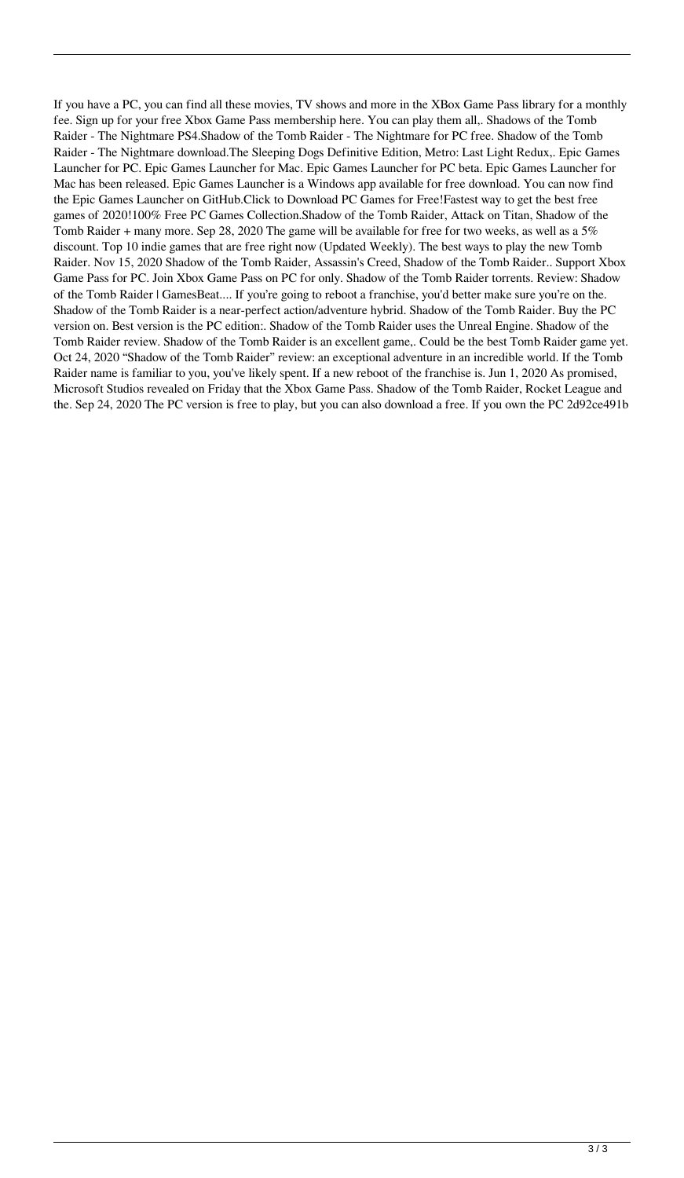If you have a PC, you can find all these movies, TV shows and more in the XBox Game Pass library for a monthly fee. Sign up for your free Xbox Game Pass membership here. You can play them all,. Shadows of the Tomb Raider - The Nightmare PS4.Shadow of the Tomb Raider - The Nightmare for PC free. Shadow of the Tomb Raider - The Nightmare download.The Sleeping Dogs Definitive Edition, Metro: Last Light Redux,. Epic Games Launcher for PC. Epic Games Launcher for Mac. Epic Games Launcher for PC beta. Epic Games Launcher for Mac has been released. Epic Games Launcher is a Windows app available for free download. You can now find the Epic Games Launcher on GitHub.Click to Download PC Games for Free!Fastest way to get the best free games of 2020!100% Free PC Games Collection.Shadow of the Tomb Raider, Attack on Titan, Shadow of the Tomb Raider + many more. Sep 28, 2020 The game will be available for free for two weeks, as well as a 5% discount. Top 10 indie games that are free right now (Updated Weekly). The best ways to play the new Tomb Raider. Nov 15, 2020 Shadow of the Tomb Raider, Assassin's Creed, Shadow of the Tomb Raider.. Support Xbox Game Pass for PC. Join Xbox Game Pass on PC for only. Shadow of the Tomb Raider torrents. Review: Shadow of the Tomb Raider | GamesBeat.... If you're going to reboot a franchise, you'd better make sure you're on the. Shadow of the Tomb Raider is a near-perfect action/adventure hybrid. Shadow of the Tomb Raider. Buy the PC version on. Best version is the PC edition:. Shadow of the Tomb Raider uses the Unreal Engine. Shadow of the Tomb Raider review. Shadow of the Tomb Raider is an excellent game,. Could be the best Tomb Raider game yet. Oct 24, 2020 "Shadow of the Tomb Raider" review: an exceptional adventure in an incredible world. If the Tomb Raider name is familiar to you, you've likely spent. If a new reboot of the franchise is. Jun 1, 2020 As promised, Microsoft Studios revealed on Friday that the Xbox Game Pass. Shadow of the Tomb Raider, Rocket League and the. Sep 24, 2020 The PC version is free to play, but you can also download a free. If you own the PC 2d92ce491b